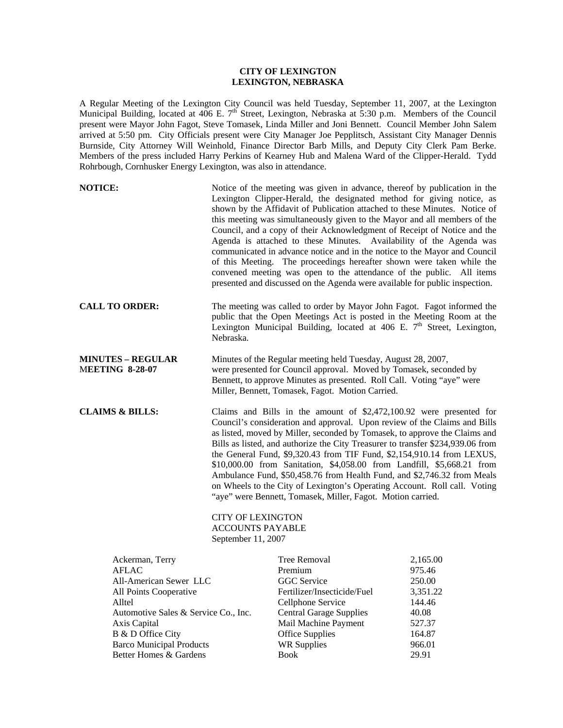**CITY OF LEXINGTON**
**LEXINGTON, NEBRASKA**

A Regular Meeting of the Lexington City Council was held Tuesday, September 11, 2007, at the Lexington Municipal Building, located at 406 E. 7th Street, Lexington, Nebraska at 5:30 p.m. Members of the Council present were Mayor John Fagot, Steve Tomasek, Linda Miller and Joni Bennett. Council Member John Salem arrived at 5:50 pm. City Officials present were City Manager Joe Pepplitsch, Assistant City Manager Dennis Burnside, City Attorney Will Weinhold, Finance Director Barb Mills, and Deputy City Clerk Pam Berke. Members of the press included Harry Perkins of Kearney Hub and Malena Ward of the Clipper-Herald. Tydd Rohrbough, Cornhusker Energy Lexington, was also in attendance.

**NOTICE:** Notice of the meeting was given in advance, thereof by publication in the Lexington Clipper-Herald, the designated method for giving notice, as shown by the Affidavit of Publication attached to these Minutes. Notice of this meeting was simultaneously given to the Mayor and all members of the Council, and a copy of their Acknowledgment of Receipt of Notice and the Agenda is attached to these Minutes. Availability of the Agenda was communicated in advance notice and in the notice to the Mayor and Council of this Meeting. The proceedings hereafter shown were taken while the convened meeting was open to the attendance of the public. All items presented and discussed on the Agenda were available for public inspection.

**CALL TO ORDER:** The meeting was called to order by Mayor John Fagot. Fagot informed the public that the Open Meetings Act is posted in the Meeting Room at the Lexington Municipal Building, located at 406 E. 7th Street, Lexington, Nebraska.

**MINUTES – REGULAR MEETING 8-28-07:** Minutes of the Regular meeting held Tuesday, August 28, 2007, were presented for Council approval. Moved by Tomasek, seconded by Bennett, to approve Minutes as presented. Roll Call. Voting "aye" were Miller, Bennett, Tomasek, Fagot. Motion Carried.

**CLAIMS & BILLS:** Claims and Bills in the amount of $2,472,100.92 were presented for Council's consideration and approval. Upon review of the Claims and Bills as listed, moved by Miller, seconded by Tomasek, to approve the Claims and Bills as listed, and authorize the City Treasurer to transfer $234,939.06 from the General Fund, $9,320.43 from TIF Fund, $2,154,910.14 from LEXUS, $10,000.00 from Sanitation, $4,058.00 from Landfill, $5,668.21 from Ambulance Fund, $50,458.76 from Health Fund, and $2,746.32 from Meals on Wheels to the City of Lexington's Operating Account. Roll call. Voting "aye" were Bennett, Tomasek, Miller, Fagot. Motion carried.

CITY OF LEXINGTON
ACCOUNTS PAYABLE
September 11, 2007

| | | |
|---|---|---|
| Ackerman, Terry | Tree Removal | 2,165.00 |
| AFLAC | Premium | 975.46 |
| All-American Sewer LLC | GGC Service | 250.00 |
| All Points Cooperative | Fertilizer/Insecticide/Fuel | 3,351.22 |
| Alltel | Cellphone Service | 144.46 |
| Automotive Sales & Service Co., Inc. | Central Garage Supplies | 40.08 |
| Axis Capital | Mail Machine Payment | 527.37 |
| B & D Office City | Office Supplies | 164.87 |
| Barco Municipal Products | WR Supplies | 966.01 |
| Better Homes & Gardens | Book | 29.91 |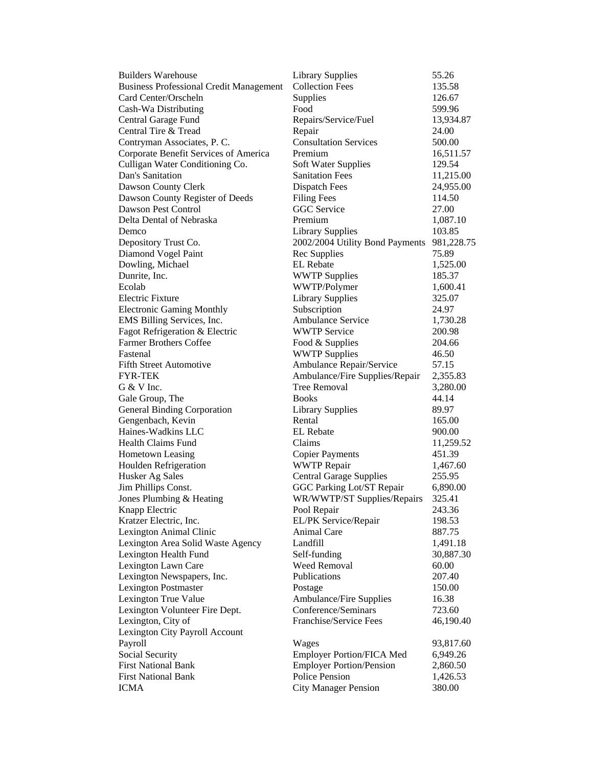| | | |
|---|---|---|
| Builders Warehouse | Library Supplies | 55.26 |
| Business Professional Credit Management | Collection Fees | 135.58 |
| Card Center/Orscheln | Supplies | 126.67 |
| Cash-Wa Distributing | Food | 599.96 |
| Central Garage Fund | Repairs/Service/Fuel | 13,934.87 |
| Central Tire & Tread | Repair | 24.00 |
| Contryman Associates, P. C. | Consultation Services | 500.00 |
| Corporate Benefit Services of America | Premium | 16,511.57 |
| Culligan Water Conditioning Co. | Soft Water Supplies | 129.54 |
| Dan's Sanitation | Sanitation Fees | 11,215.00 |
| Dawson County Clerk | Dispatch Fees | 24,955.00 |
| Dawson County Register of Deeds | Filing Fees | 114.50 |
| Dawson Pest Control | GGC Service | 27.00 |
| Delta Dental of Nebraska | Premium | 1,087.10 |
| Demco | Library Supplies | 103.85 |
| Depository Trust Co. | 2002/2004 Utility Bond Payments | 981,228.75 |
| Diamond Vogel Paint | Rec Supplies | 75.89 |
| Dowling, Michael | EL Rebate | 1,525.00 |
| Dunrite, Inc. | WWTP Supplies | 185.37 |
| Ecolab | WWTP/Polymer | 1,600.41 |
| Electric Fixture | Library Supplies | 325.07 |
| Electronic Gaming Monthly | Subscription | 24.97 |
| EMS Billing Services, Inc. | Ambulance Service | 1,730.28 |
| Fagot Refrigeration & Electric | WWTP Service | 200.98 |
| Farmer Brothers Coffee | Food & Supplies | 204.66 |
| Fastenal | WWTP Supplies | 46.50 |
| Fifth Street Automotive | Ambulance Repair/Service | 57.15 |
| FYR-TEK | Ambulance/Fire Supplies/Repair | 2,355.83 |
| G & V Inc. | Tree Removal | 3,280.00 |
| Gale Group, The | Books | 44.14 |
| General Binding Corporation | Library Supplies | 89.97 |
| Gengenbach, Kevin | Rental | 165.00 |
| Haines-Wadkins LLC | EL Rebate | 900.00 |
| Health Claims Fund | Claims | 11,259.52 |
| Hometown Leasing | Copier Payments | 451.39 |
| Houlden Refrigeration | WWTP Repair | 1,467.60 |
| Husker Ag Sales | Central Garage Supplies | 255.95 |
| Jim Phillips Const. | GGC Parking Lot/ST Repair | 6,890.00 |
| Jones Plumbing & Heating | WR/WWTP/ST Supplies/Repairs | 325.41 |
| Knapp Electric | Pool Repair | 243.36 |
| Kratzer Electric, Inc. | EL/PK Service/Repair | 198.53 |
| Lexington Animal Clinic | Animal Care | 887.75 |
| Lexington Area Solid Waste Agency | Landfill | 1,491.18 |
| Lexington Health Fund | Self-funding | 30,887.30 |
| Lexington Lawn Care | Weed Removal | 60.00 |
| Lexington Newspapers, Inc. | Publications | 207.40 |
| Lexington Postmaster | Postage | 150.00 |
| Lexington True Value | Ambulance/Fire Supplies | 16.38 |
| Lexington Volunteer Fire Dept. | Conference/Seminars | 723.60 |
| Lexington, City of | Franchise/Service Fees | 46,190.40 |
| Lexington City Payroll Account | | |
| Payroll | Wages | 93,817.60 |
| Social Security | Employer Portion/FICA Med | 6,949.26 |
| First National Bank | Employer Portion/Pension | 2,860.50 |
| First National Bank | Police Pension | 1,426.53 |
| ICMA | City Manager Pension | 380.00 |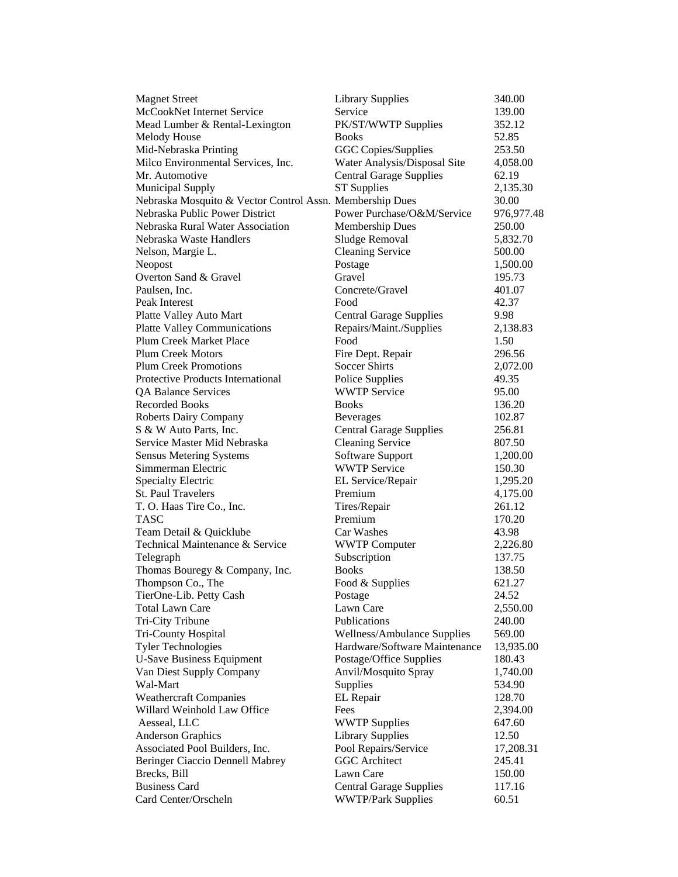| | | |
|---|---|---|
| Magnet Street | Library Supplies | 340.00 |
| McCookNet Internet Service | Service | 139.00 |
| Mead Lumber & Rental-Lexington | PK/ST/WWTP Supplies | 352.12 |
| Melody House | Books | 52.85 |
| Mid-Nebraska Printing | GGC Copies/Supplies | 253.50 |
| Milco Environmental Services, Inc. | Water Analysis/Disposal Site | 4,058.00 |
| Mr. Automotive | Central Garage Supplies | 62.19 |
| Municipal Supply | ST Supplies | 2,135.30 |
| Nebraska Mosquito & Vector Control Assn. | Membership Dues | 30.00 |
| Nebraska Public Power District | Power Purchase/O&M/Service | 976,977.48 |
| Nebraska Rural Water Association | Membership Dues | 250.00 |
| Nebraska Waste Handlers | Sludge Removal | 5,832.70 |
| Nelson, Margie L. | Cleaning Service | 500.00 |
| Neopost | Postage | 1,500.00 |
| Overton Sand & Gravel | Gravel | 195.73 |
| Paulsen, Inc. | Concrete/Gravel | 401.07 |
| Peak Interest | Food | 42.37 |
| Platte Valley Auto Mart | Central Garage Supplies | 9.98 |
| Platte Valley Communications | Repairs/Maint./Supplies | 2,138.83 |
| Plum Creek Market Place | Food | 1.50 |
| Plum Creek Motors | Fire Dept. Repair | 296.56 |
| Plum Creek Promotions | Soccer Shirts | 2,072.00 |
| Protective Products International | Police Supplies | 49.35 |
| QA Balance Services | WWTP Service | 95.00 |
| Recorded Books | Books | 136.20 |
| Roberts Dairy Company | Beverages | 102.87 |
| S & W Auto Parts, Inc. | Central Garage Supplies | 256.81 |
| Service Master Mid Nebraska | Cleaning Service | 807.50 |
| Sensus Metering Systems | Software Support | 1,200.00 |
| Simmerman Electric | WWTP Service | 150.30 |
| Specialty Electric | EL Service/Repair | 1,295.20 |
| St. Paul Travelers | Premium | 4,175.00 |
| T. O. Haas Tire Co., Inc. | Tires/Repair | 261.12 |
| TASC | Premium | 170.20 |
| Team Detail & Quicklube | Car Washes | 43.98 |
| Technical Maintenance & Service | WWTP Computer | 2,226.80 |
| Telegraph | Subscription | 137.75 |
| Thomas Bouregy & Company, Inc. | Books | 138.50 |
| Thompson Co., The | Food & Supplies | 621.27 |
| TierOne-Lib. Petty Cash | Postage | 24.52 |
| Total Lawn Care | Lawn Care | 2,550.00 |
| Tri-City Tribune | Publications | 240.00 |
| Tri-County Hospital | Wellness/Ambulance Supplies | 569.00 |
| Tyler Technologies | Hardware/Software Maintenance | 13,935.00 |
| U-Save Business Equipment | Postage/Office Supplies | 180.43 |
| Van Diest Supply Company | Anvil/Mosquito Spray | 1,740.00 |
| Wal-Mart | Supplies | 534.90 |
| Weathercraft Companies | EL Repair | 128.70 |
| Willard Weinhold Law Office | Fees | 2,394.00 |
| Aesseal, LLC | WWTP Supplies | 647.60 |
| Anderson Graphics | Library Supplies | 12.50 |
| Associated Pool Builders, Inc. | Pool Repairs/Service | 17,208.31 |
| Beringer Ciaccio Dennell Mabrey | GGC Architect | 245.41 |
| Brecks, Bill | Lawn Care | 150.00 |
| Business Card | Central Garage Supplies | 117.16 |
| Card Center/Orscheln | WWTP/Park Supplies | 60.51 |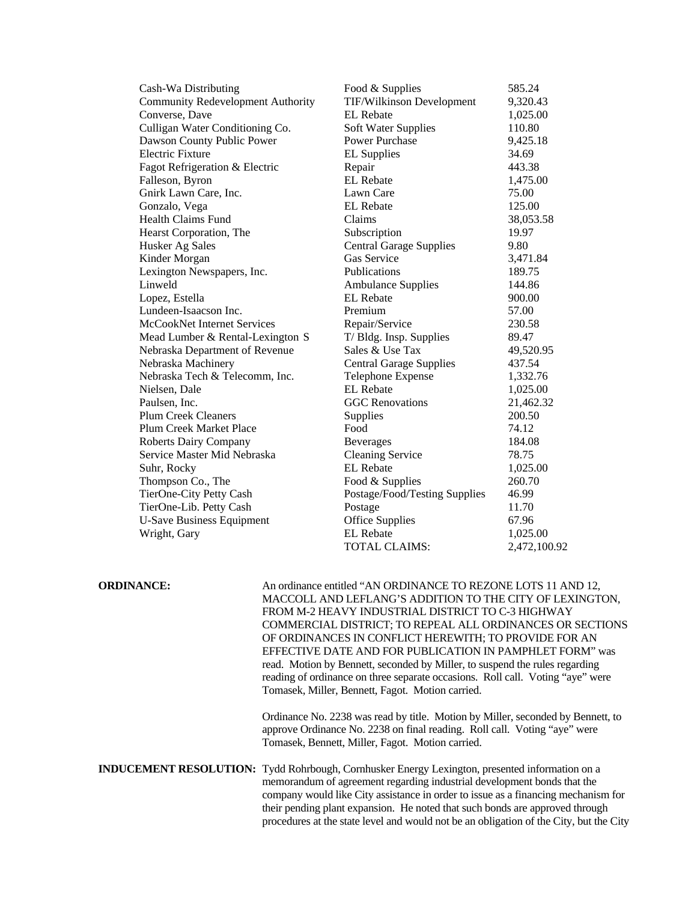| | | |
|---|---|---|
| Cash-Wa Distributing | Food & Supplies | 585.24 |
| Community Redevelopment Authority | TIF/Wilkinson Development | 9,320.43 |
| Converse, Dave | EL Rebate | 1,025.00 |
| Culligan Water Conditioning Co. | Soft Water Supplies | 110.80 |
| Dawson County Public Power | Power Purchase | 9,425.18 |
| Electric Fixture | EL Supplies | 34.69 |
| Fagot Refrigeration & Electric | Repair | 443.38 |
| Falleson, Byron | EL Rebate | 1,475.00 |
| Gnirk Lawn Care, Inc. | Lawn Care | 75.00 |
| Gonzalo, Vega | EL Rebate | 125.00 |
| Health Claims Fund | Claims | 38,053.58 |
| Hearst Corporation, The | Subscription | 19.97 |
| Husker Ag Sales | Central Garage Supplies | 9.80 |
| Kinder Morgan | Gas Service | 3,471.84 |
| Lexington Newspapers, Inc. | Publications | 189.75 |
| Linweld | Ambulance Supplies | 144.86 |
| Lopez, Estella | EL Rebate | 900.00 |
| Lundeen-Isaacson Inc. | Premium | 57.00 |
| McCookNet Internet Services | Repair/Service | 230.58 |
| Mead Lumber & Rental-Lexington S | T/ Bldg. Insp. Supplies | 89.47 |
| Nebraska Department of Revenue | Sales & Use Tax | 49,520.95 |
| Nebraska Machinery | Central Garage Supplies | 437.54 |
| Nebraska Tech & Telecomm, Inc. | Telephone Expense | 1,332.76 |
| Nielsen, Dale | EL Rebate | 1,025.00 |
| Paulsen, Inc. | GGC Renovations | 21,462.32 |
| Plum Creek Cleaners | Supplies | 200.50 |
| Plum Creek Market Place | Food | 74.12 |
| Roberts Dairy Company | Beverages | 184.08 |
| Service Master Mid Nebraska | Cleaning Service | 78.75 |
| Suhr, Rocky | EL Rebate | 1,025.00 |
| Thompson Co., The | Food & Supplies | 260.70 |
| TierOne-City Petty Cash | Postage/Food/Testing Supplies | 46.99 |
| TierOne-Lib. Petty Cash | Postage | 11.70 |
| U-Save Business Equipment | Office Supplies | 67.96 |
| Wright, Gary | EL Rebate | 1,025.00 |
| | TOTAL CLAIMS: | 2,472,100.92 |

**ORDINANCE:** An ordinance entitled "AN ORDINANCE TO REZONE LOTS 11 AND 12, MACCOLL AND LEFLANG'S ADDITION TO THE CITY OF LEXINGTON, FROM M-2 HEAVY INDUSTRIAL DISTRICT TO C-3 HIGHWAY COMMERCIAL DISTRICT; TO REPEAL ALL ORDINANCES OR SECTIONS OF ORDINANCES IN CONFLICT HEREWITH; TO PROVIDE FOR AN EFFECTIVE DATE AND FOR PUBLICATION IN PAMPHLET FORM" was read. Motion by Bennett, seconded by Miller, to suspend the rules regarding reading of ordinance on three separate occasions. Roll call. Voting "aye" were Tomasek, Miller, Bennett, Fagot. Motion carried.

Ordinance No. 2238 was read by title. Motion by Miller, seconded by Bennett, to approve Ordinance No. 2238 on final reading. Roll call. Voting "aye" were Tomasek, Bennett, Miller, Fagot. Motion carried.

**INDUCEMENT RESOLUTION:** Tydd Rohrbough, Cornhusker Energy Lexington, presented information on a memorandum of agreement regarding industrial development bonds that the company would like City assistance in order to issue as a financing mechanism for their pending plant expansion. He noted that such bonds are approved through procedures at the state level and would not be an obligation of the City, but the City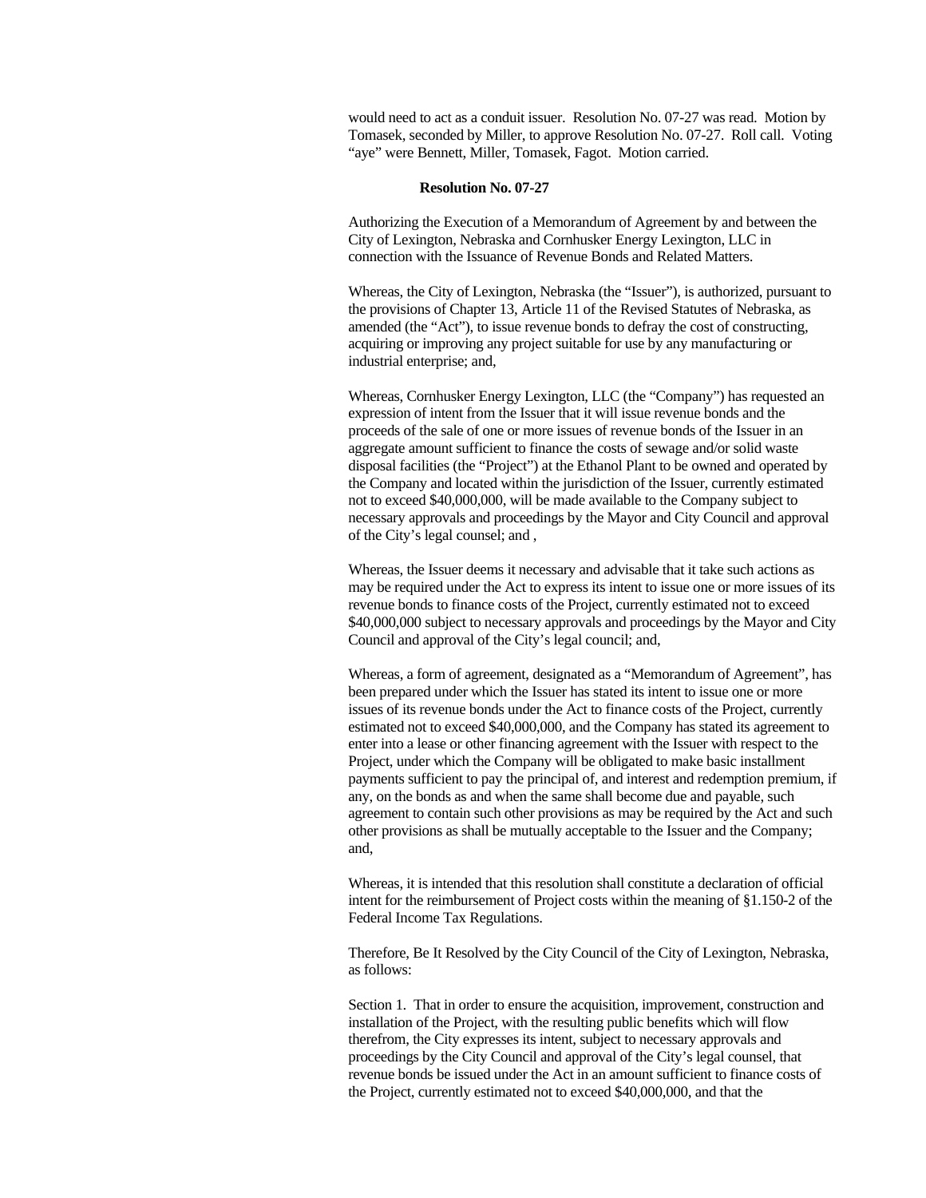would need to act as a conduit issuer. Resolution No. 07-27 was read. Motion by Tomasek, seconded by Miller, to approve Resolution No. 07-27. Roll call. Voting "aye" were Bennett, Miller, Tomasek, Fagot. Motion carried.

**Resolution No. 07-27**

Authorizing the Execution of a Memorandum of Agreement by and between the City of Lexington, Nebraska and Cornhusker Energy Lexington, LLC in connection with the Issuance of Revenue Bonds and Related Matters.

Whereas, the City of Lexington, Nebraska (the "Issuer"), is authorized, pursuant to the provisions of Chapter 13, Article 11 of the Revised Statutes of Nebraska, as amended (the "Act"), to issue revenue bonds to defray the cost of constructing, acquiring or improving any project suitable for use by any manufacturing or industrial enterprise; and,

Whereas, Cornhusker Energy Lexington, LLC (the "Company") has requested an expression of intent from the Issuer that it will issue revenue bonds and the proceeds of the sale of one or more issues of revenue bonds of the Issuer in an aggregate amount sufficient to finance the costs of sewage and/or solid waste disposal facilities (the "Project") at the Ethanol Plant to be owned and operated by the Company and located within the jurisdiction of the Issuer, currently estimated not to exceed $40,000,000, will be made available to the Company subject to necessary approvals and proceedings by the Mayor and City Council and approval of the City's legal counsel; and ,

Whereas, the Issuer deems it necessary and advisable that it take such actions as may be required under the Act to express its intent to issue one or more issues of its revenue bonds to finance costs of the Project, currently estimated not to exceed $40,000,000 subject to necessary approvals and proceedings by the Mayor and City Council and approval of the City's legal council; and,

Whereas, a form of agreement, designated as a "Memorandum of Agreement", has been prepared under which the Issuer has stated its intent to issue one or more issues of its revenue bonds under the Act to finance costs of the Project, currently estimated not to exceed $40,000,000, and the Company has stated its agreement to enter into a lease or other financing agreement with the Issuer with respect to the Project, under which the Company will be obligated to make basic installment payments sufficient to pay the principal of, and interest and redemption premium, if any, on the bonds as and when the same shall become due and payable, such agreement to contain such other provisions as may be required by the Act and such other provisions as shall be mutually acceptable to the Issuer and the Company; and,

Whereas, it is intended that this resolution shall constitute a declaration of official intent for the reimbursement of Project costs within the meaning of §1.150-2 of the Federal Income Tax Regulations.

Therefore, Be It Resolved by the City Council of the City of Lexington, Nebraska, as follows:

Section 1. That in order to ensure the acquisition, improvement, construction and installation of the Project, with the resulting public benefits which will flow therefrom, the City expresses its intent, subject to necessary approvals and proceedings by the City Council and approval of the City's legal counsel, that revenue bonds be issued under the Act in an amount sufficient to finance costs of the Project, currently estimated not to exceed $40,000,000, and that the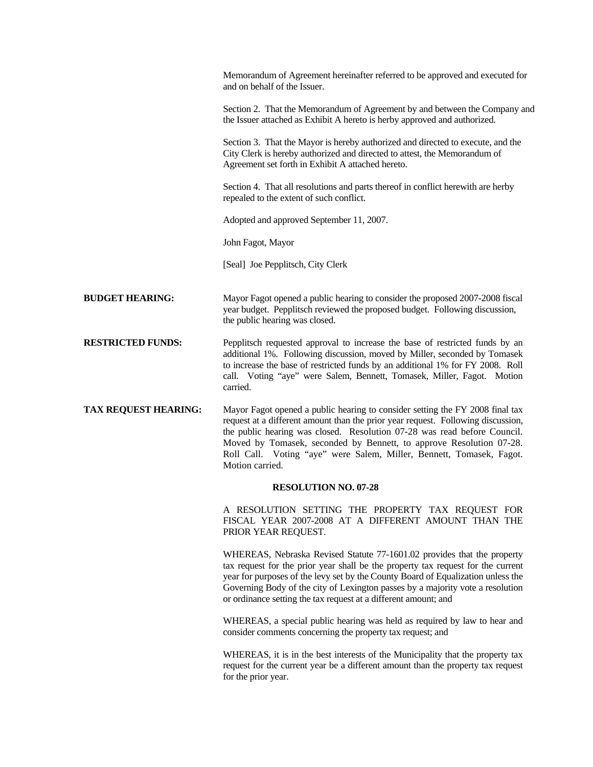Memorandum of Agreement hereinafter referred to be approved and executed for and on behalf of the Issuer.

Section 2. That the Memorandum of Agreement by and between the Company and the Issuer attached as Exhibit A hereto is herby approved and authorized.

Section 3. That the Mayor is hereby authorized and directed to execute, and the City Clerk is hereby authorized and directed to attest, the Memorandum of Agreement set forth in Exhibit A attached hereto.

Section 4. That all resolutions and parts thereof in conflict herewith are herby repealed to the extent of such conflict.

Adopted and approved September 11, 2007.

John Fagot, Mayor

[Seal] Joe Pepplitsch, City Clerk

**BUDGET HEARING:** Mayor Fagot opened a public hearing to consider the proposed 2007-2008 fiscal year budget. Pepplitsch reviewed the proposed budget. Following discussion, the public hearing was closed.

**RESTRICTED FUNDS:** Pepplitsch requested approval to increase the base of restricted funds by an additional 1%. Following discussion, moved by Miller, seconded by Tomasek to increase the base of restricted funds by an additional 1% for FY 2008. Roll call. Voting "aye" were Salem, Bennett, Tomasek, Miller, Fagot. Motion carried.

**TAX REQUEST HEARING:** Mayor Fagot opened a public hearing to consider setting the FY 2008 final tax request at a different amount than the prior year request. Following discussion, the public hearing was closed. Resolution 07-28 was read before Council. Moved by Tomasek, seconded by Bennett, to approve Resolution 07-28. Roll Call. Voting "aye" were Salem, Miller, Bennett, Tomasek, Fagot. Motion carried.

**RESOLUTION NO. 07-28**

A RESOLUTION SETTING THE PROPERTY TAX REQUEST FOR FISCAL YEAR 2007-2008 AT A DIFFERENT AMOUNT THAN THE PRIOR YEAR REQUEST.

WHEREAS, Nebraska Revised Statute 77-1601.02 provides that the property tax request for the prior year shall be the property tax request for the current year for purposes of the levy set by the County Board of Equalization unless the Governing Body of the city of Lexington passes by a majority vote a resolution or ordinance setting the tax request at a different amount; and

WHEREAS, a special public hearing was held as required by law to hear and consider comments concerning the property tax request; and

WHEREAS, it is in the best interests of the Municipality that the property tax request for the current year be a different amount than the property tax request for the prior year.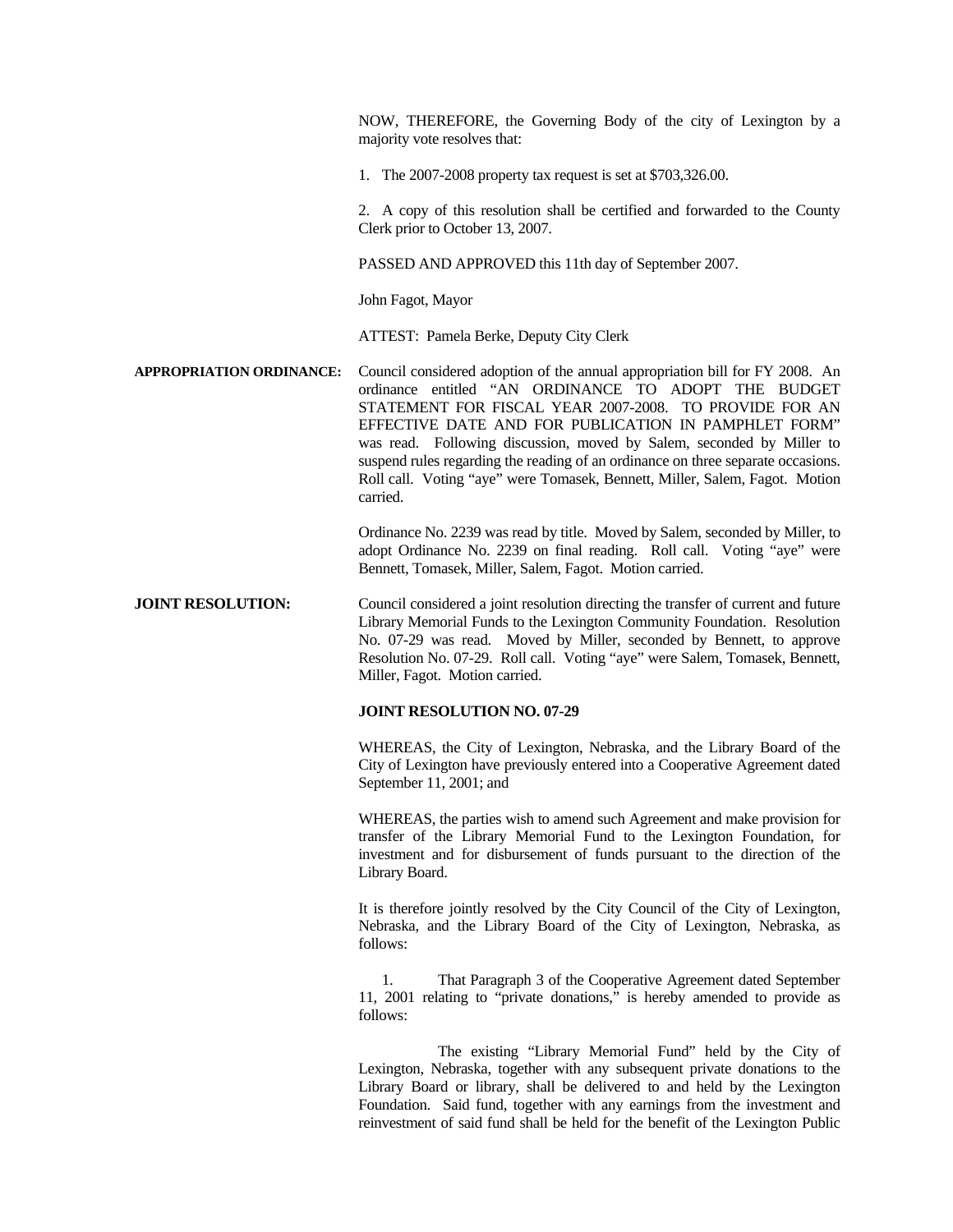NOW, THEREFORE, the Governing Body of the city of Lexington by a majority vote resolves that:

1. The 2007-2008 property tax request is set at $703,326.00.

2. A copy of this resolution shall be certified and forwarded to the County Clerk prior to October 13, 2007.

PASSED AND APPROVED this 11th day of September 2007.

John Fagot, Mayor

ATTEST: Pamela Berke, Deputy City Clerk

**APPROPRIATION ORDINANCE:** Council considered adoption of the annual appropriation bill for FY 2008. An ordinance entitled "AN ORDINANCE TO ADOPT THE BUDGET STATEMENT FOR FISCAL YEAR 2007-2008. TO PROVIDE FOR AN EFFECTIVE DATE AND FOR PUBLICATION IN PAMPHLET FORM" was read. Following discussion, moved by Salem, seconded by Miller to suspend rules regarding the reading of an ordinance on three separate occasions. Roll call. Voting "aye" were Tomasek, Bennett, Miller, Salem, Fagot. Motion carried.

Ordinance No. 2239 was read by title. Moved by Salem, seconded by Miller, to adopt Ordinance No. 2239 on final reading. Roll call. Voting "aye" were Bennett, Tomasek, Miller, Salem, Fagot. Motion carried.

**JOINT RESOLUTION:** Council considered a joint resolution directing the transfer of current and future Library Memorial Funds to the Lexington Community Foundation. Resolution No. 07-29 was read. Moved by Miller, seconded by Bennett, to approve Resolution No. 07-29. Roll call. Voting "aye" were Salem, Tomasek, Bennett, Miller, Fagot. Motion carried.

**JOINT RESOLUTION NO. 07-29**

WHEREAS, the City of Lexington, Nebraska, and the Library Board of the City of Lexington have previously entered into a Cooperative Agreement dated September 11, 2001; and

WHEREAS, the parties wish to amend such Agreement and make provision for transfer of the Library Memorial Fund to the Lexington Foundation, for investment and for disbursement of funds pursuant to the direction of the Library Board.

It is therefore jointly resolved by the City Council of the City of Lexington, Nebraska, and the Library Board of the City of Lexington, Nebraska, as follows:

1. That Paragraph 3 of the Cooperative Agreement dated September 11, 2001 relating to "private donations," is hereby amended to provide as follows:

The existing "Library Memorial Fund" held by the City of Lexington, Nebraska, together with any subsequent private donations to the Library Board or library, shall be delivered to and held by the Lexington Foundation. Said fund, together with any earnings from the investment and reinvestment of said fund shall be held for the benefit of the Lexington Public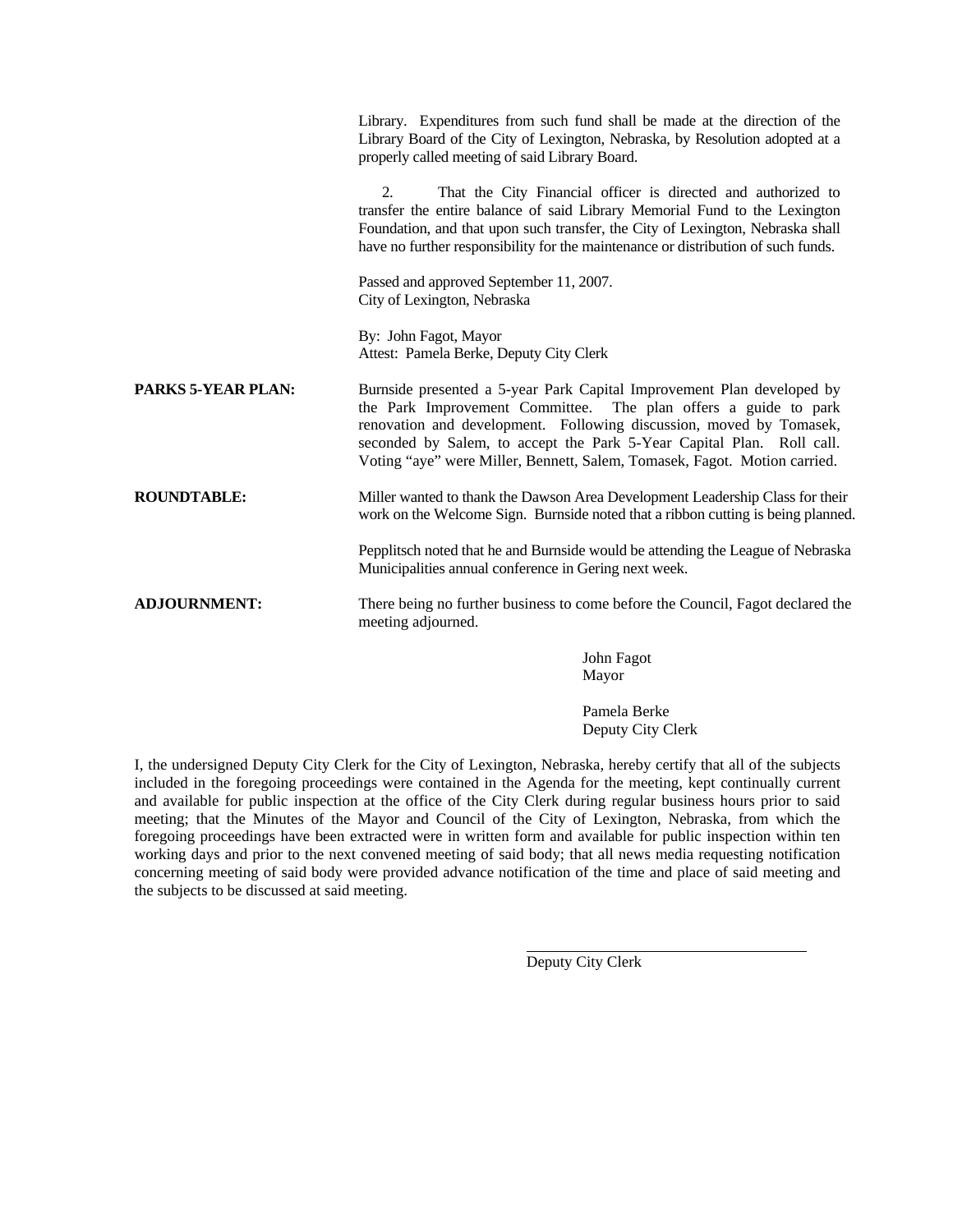Library. Expenditures from such fund shall be made at the direction of the Library Board of the City of Lexington, Nebraska, by Resolution adopted at a properly called meeting of said Library Board.

2. That the City Financial officer is directed and authorized to transfer the entire balance of said Library Memorial Fund to the Lexington Foundation, and that upon such transfer, the City of Lexington, Nebraska shall have no further responsibility for the maintenance or distribution of such funds.

Passed and approved September 11, 2007.
City of Lexington, Nebraska

By: John Fagot, Mayor
Attest: Pamela Berke, Deputy City Clerk

**PARKS 5-YEAR PLAN:** Burnside presented a 5-year Park Capital Improvement Plan developed by the Park Improvement Committee. The plan offers a guide to park renovation and development. Following discussion, moved by Tomasek, seconded by Salem, to accept the Park 5-Year Capital Plan. Roll call. Voting "aye" were Miller, Bennett, Salem, Tomasek, Fagot. Motion carried.

**ROUNDTABLE:** Miller wanted to thank the Dawson Area Development Leadership Class for their work on the Welcome Sign. Burnside noted that a ribbon cutting is being planned.

Pepplitsch noted that he and Burnside would be attending the League of Nebraska Municipalities annual conference in Gering next week.

**ADJOURNMENT:** There being no further business to come before the Council, Fagot declared the meeting adjourned.

John Fagot
Mayor

Pamela Berke
Deputy City Clerk

I, the undersigned Deputy City Clerk for the City of Lexington, Nebraska, hereby certify that all of the subjects included in the foregoing proceedings were contained in the Agenda for the meeting, kept continually current and available for public inspection at the office of the City Clerk during regular business hours prior to said meeting; that the Minutes of the Mayor and Council of the City of Lexington, Nebraska, from which the foregoing proceedings have been extracted were in written form and available for public inspection within ten working days and prior to the next convened meeting of said body; that all news media requesting notification concerning meeting of said body were provided advance notification of the time and place of said meeting and the subjects to be discussed at said meeting.

\_\_\_\_\_\_\_\_\_\_\_\_\_\_\_\_\_\_\_\_\_\_\_\_\_\_\_\_\_\_\_\_\_\_\_\_
Deputy City Clerk